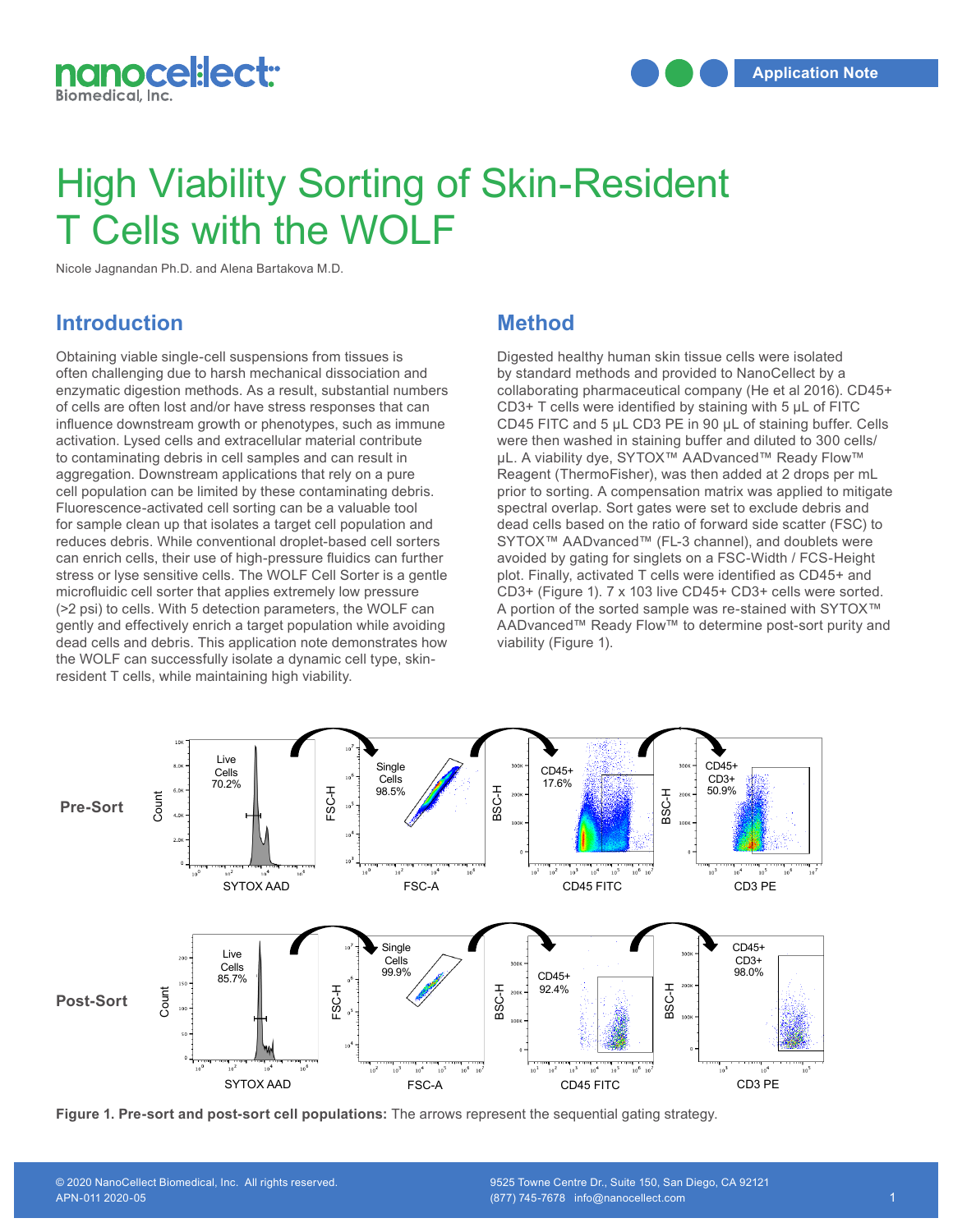# High Viability Sorting of Skin-Resident T Cells with the WOLF

Nicole Jagnandan Ph.D. and Alena Bartakova M.D.

## Introduction

Obtaining viable single-cell suspensions from tissues is often challenging due to harsh mechanical dissociation and enzymatic digestion methods. As a result, substantial numbers of cells are often lost and/or have stress responses that can influence downstream growth or phenotypes, such as immune activation. Lysed cells and extracellular material contribute to contaminating debris in cell samples and can result in aggregation. Downstream applications that rely on a pure cell population can be limited by these contaminating debris. Fluorescence-activated cell sorting can be a valuable tool for sample clean up that isolates a target cell population and reduces debris. While conventional droplet-based cell sorters can enrich cells, their use of high-pressure fluidics can further stress or lyse sensitive cells. The WOLF Cell Sorter is a gentle microfluidic cell sorter that applies extremely low pressure (>2 psi) to cells. With 5 detection parameters, the WOLF can gently and effectively enrich a target population while avoiding dead cells and debris. This application note demonstrates how the WOLF can successfully isolate a dynamic cell type, skin-resident T cells, while maintaining high viability.

## Method

Digested healthy human skin tissue cells were isolated by standard methods and provided to NanoCellect by a collaborating pharmaceutical company (He et al 2016). CD45+ CD3+ T cells were identified by staining with 5 µL of FITC CD45 FITC and 5 µL CD3 PE in 90 µL of staining buffer. Cells were then washed in staining buffer and diluted to 300 cells/µL. A viability dye, SYTOX™ AADvanced™ Ready Flow™ Reagent (ThermoFisher), was then added at 2 drops per mL prior to sorting. A compensation matrix was applied to mitigate spectral overlap. Sort gates were set to exclude debris and dead cells based on the ratio of forward side scatter (FSC) to SYTOX™ AADvanced™ (FL-3 channel), and doublets were avoided by gating for singlets on a FSC-Width / FCS-Height plot. Finally, activated T cells were identified as CD45+ and CD3+ (Figure 1). 7 x 103 live CD45+ CD3+ cells were sorted. A portion of the sorted sample was re-stained with SYTOX™ AADvanced™ Ready Flow™ to determine post-sort purity and viability (Figure 1).

| | SYTOX AAD | FSC-A | CD45 FITC | CD3 PE |
|---|---|---|---|---|
| **Pre-Sort** | Live Cells 70.2% | Single Cells 98.5% | CD45+ 17.6% | CD45+ CD3+ 50.9% |
| **Post-Sort** | Live Cells 85.7% | Single Cells 99.9% | CD45+ 92.4% | CD45+ CD3+ 98.0% |

**Figure 1. Pre-sort and post-sort cell populations:** The arrows represent the sequential gating strategy.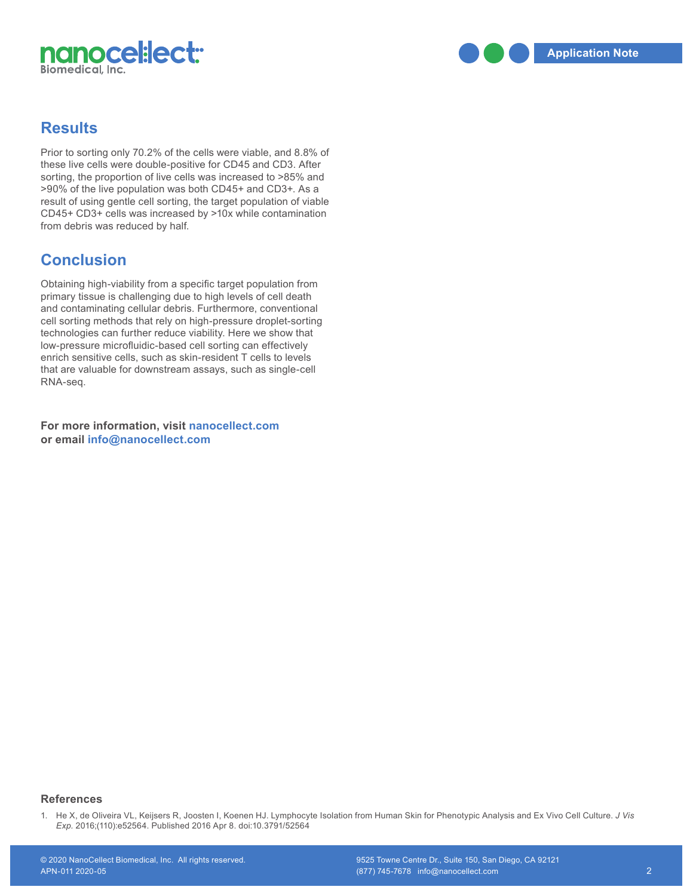## Results

Prior to sorting only 70.2% of the cells were viable, and 8.8% of these live cells were double-positive for CD45 and CD3. After sorting, the proportion of live cells was increased to >85% and >90% of the live population was both CD45+ and CD3+. As a result of using gentle cell sorting, the target population of viable CD45+ CD3+ cells was increased by >10x while contamination from debris was reduced by half.

## Conclusion

Obtaining high-viability from a specific target population from primary tissue is challenging due to high levels of cell death and contaminating cellular debris. Furthermore, conventional cell sorting methods that rely on high-pressure droplet-sorting technologies can further reduce viability. Here we show that low-pressure microfluidic-based cell sorting can effectively enrich sensitive cells, such as skin-resident T cells to levels that are valuable for downstream assays, such as single-cell RNA-seq.

**For more information, visit nanocellect.com or email info@nanocellect.com**

### References

1. He X, de Oliveira VL, Keijsers R, Joosten I, Koenen HJ. Lymphocyte Isolation from Human Skin for Phenotypic Analysis and Ex Vivo Cell Culture. *J Vis Exp.* 2016;(110):e52564. Published 2016 Apr 8. doi:10.3791/52564

© 2020 NanoCellect Biomedical, Inc. All rights reserved.
APN-011 2020-05

9525 Towne Centre Dr., Suite 150, San Diego, CA 92121
(877) 745-7678 info@nanocellect.com